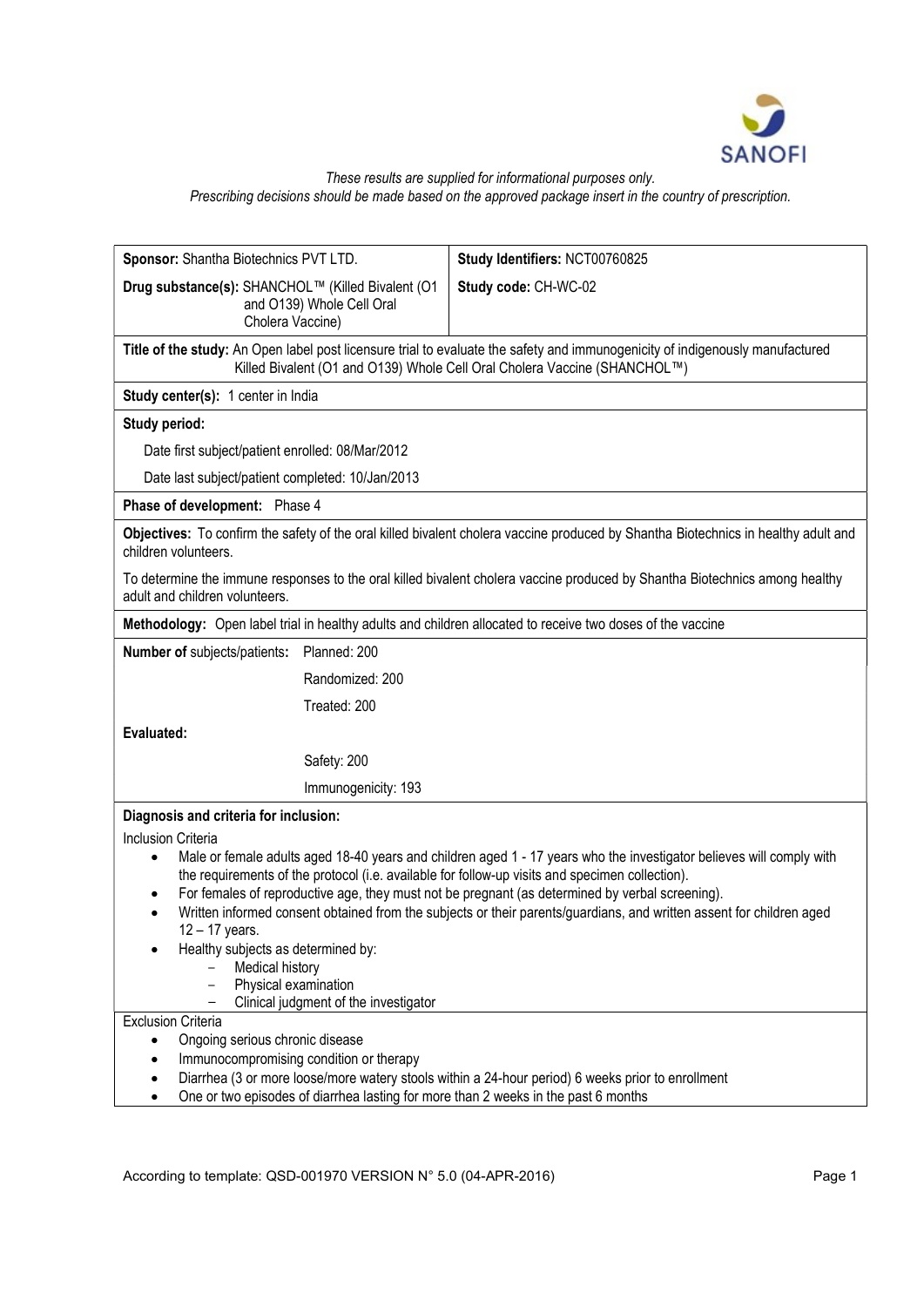*These results are supplied for informational purposes only.*
*Prescribing decisions should be made based on the approved package insert in the country of prescription.*

| **Sponsor:** Shantha Biotechnics PVT LTD. | **Study Identifiers:** NCT00760825 |
|---|---|
| **Drug substance(s):** SHANCHOL™ (Killed Bivalent (O1 and O139) Whole Cell Oral Cholera Vaccine) | **Study code:** CH-WC-02 |

**Title of the study:** An Open label post licensure trial to evaluate the safety and immunogenicity of indigenously manufactured Killed Bivalent (O1 and O139) Whole Cell Oral Cholera Vaccine (SHANCHOL™)

**Study center(s):** 1 center in India

**Study period:**

Date first subject/patient enrolled: 08/Mar/2012

Date last subject/patient completed: 10/Jan/2013

**Phase of development:** Phase 4

**Objectives:** To confirm the safety of the oral killed bivalent cholera vaccine produced by Shantha Biotechnics in healthy adult and children volunteers.

To determine the immune responses to the oral killed bivalent cholera vaccine produced by Shantha Biotechnics among healthy adult and children volunteers.

**Methodology:** Open label trial in healthy adults and children allocated to receive two doses of the vaccine

**Number of** subjects/patients**:** Planned: 200

Randomized: 200

Treated: 200

**Evaluated:**

Safety: 200

Immunogenicity: 193

**Diagnosis and criteria for inclusion:**

Inclusion Criteria

- Male or female adults aged 18-40 years and children aged 1 - 17 years who the investigator believes will comply with the requirements of the protocol (i.e. available for follow-up visits and specimen collection).
- For females of reproductive age, they must not be pregnant (as determined by verbal screening).
- Written informed consent obtained from the subjects or their parents/guardians, and written assent for children aged 12 – 17 years.
- Healthy subjects as determined by:
  - Medical history
  - Physical examination
  - Clinical judgment of the investigator

Exclusion Criteria

- Ongoing serious chronic disease
- Immunocompromising condition or therapy
- Diarrhea (3 or more loose/more watery stools within a 24-hour period) 6 weeks prior to enrollment
- One or two episodes of diarrhea lasting for more than 2 weeks in the past 6 months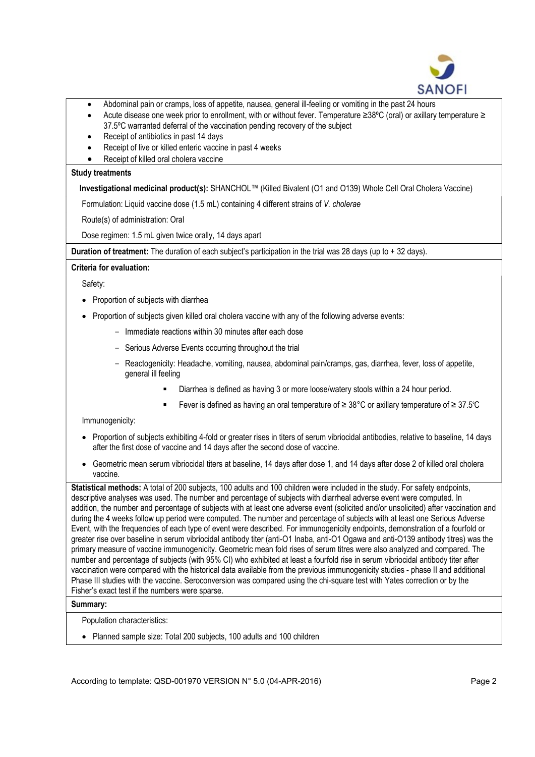- Abdominal pain or cramps, loss of appetite, nausea, general ill-feeling or vomiting in the past 24 hours
- Acute disease one week prior to enrollment, with or without fever. Temperature ≥38ºC (oral) or axillary temperature ≥ 37.5ºC warranted deferral of the vaccination pending recovery of the subject
- Receipt of antibiotics in past 14 days
- Receipt of live or killed enteric vaccine in past 4 weeks
- Receipt of killed oral cholera vaccine

**Study treatments**

**Investigational medicinal product(s):** SHANCHOL™ (Killed Bivalent (O1 and O139) Whole Cell Oral Cholera Vaccine)

Formulation: Liquid vaccine dose (1.5 mL) containing 4 different strains of *V. cholerae*

Route(s) of administration: Oral

Dose regimen: 1.5 mL given twice orally, 14 days apart

**Duration of treatment:** The duration of each subject's participation in the trial was 28 days (up to + 32 days).

**Criteria for evaluation:**

Safety:

- Proportion of subjects with diarrhea
- Proportion of subjects given killed oral cholera vaccine with any of the following adverse events:
  - Immediate reactions within 30 minutes after each dose
  - Serious Adverse Events occurring throughout the trial
  - Reactogenicity: Headache, vomiting, nausea, abdominal pain/cramps, gas, diarrhea, fever, loss of appetite, general ill feeling
    - Diarrhea is defined as having 3 or more loose/watery stools within a 24 hour period.
    - Fever is defined as having an oral temperature of ≥ 38°C or axillary temperature of ≥ 37.5℃

Immunogenicity:

- Proportion of subjects exhibiting 4-fold or greater rises in titers of serum vibriocidal antibodies, relative to baseline, 14 days after the first dose of vaccine and 14 days after the second dose of vaccine.
- Geometric mean serum vibriocidal titers at baseline, 14 days after dose 1, and 14 days after dose 2 of killed oral cholera vaccine.

**Statistical methods:** A total of 200 subjects, 100 adults and 100 children were included in the study. For safety endpoints, descriptive analyses was used. The number and percentage of subjects with diarrheal adverse event were computed. In addition, the number and percentage of subjects with at least one adverse event (solicited and/or unsolicited) after vaccination and during the 4 weeks follow up period were computed. The number and percentage of subjects with at least one Serious Adverse Event, with the frequencies of each type of event were described. For immunogenicity endpoints, demonstration of a fourfold or greater rise over baseline in serum vibriocidal antibody titer (anti-O1 Inaba, anti-O1 Ogawa and anti-O139 antibody titres) was the primary measure of vaccine immunogenicity. Geometric mean fold rises of serum titres were also analyzed and compared. The number and percentage of subjects (with 95% CI) who exhibited at least a fourfold rise in serum vibriocidal antibody titer after vaccination were compared with the historical data available from the previous immunogenicity studies - phase II and additional Phase III studies with the vaccine. Seroconversion was compared using the chi-square test with Yates correction or by the Fisher's exact test if the numbers were sparse.

**Summary:**

Population characteristics:

- Planned sample size: Total 200 subjects, 100 adults and 100 children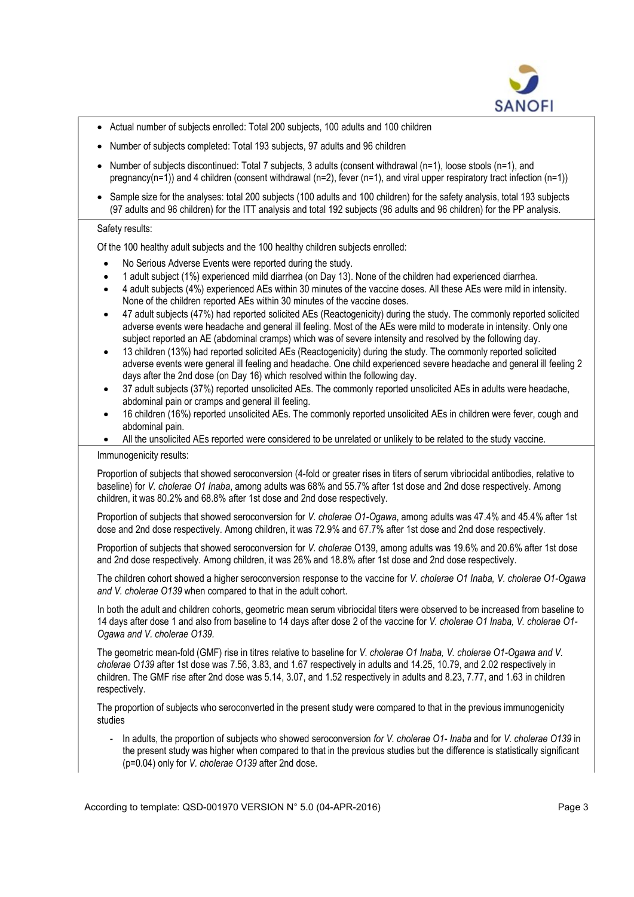- Actual number of subjects enrolled: Total 200 subjects, 100 adults and 100 children
- Number of subjects completed: Total 193 subjects, 97 adults and 96 children
- Number of subjects discontinued: Total 7 subjects, 3 adults (consent withdrawal (n=1), loose stools (n=1), and pregnancy(n=1)) and 4 children (consent withdrawal (n=2), fever (n=1), and viral upper respiratory tract infection (n=1))
- Sample size for the analyses: total 200 subjects (100 adults and 100 children) for the safety analysis, total 193 subjects (97 adults and 96 children) for the ITT analysis and total 192 subjects (96 adults and 96 children) for the PP analysis.

Safety results:

Of the 100 healthy adult subjects and the 100 healthy children subjects enrolled:

- No Serious Adverse Events were reported during the study.
- 1 adult subject (1%) experienced mild diarrhea (on Day 13). None of the children had experienced diarrhea.
- 4 adult subjects (4%) experienced AEs within 30 minutes of the vaccine doses. All these AEs were mild in intensity. None of the children reported AEs within 30 minutes of the vaccine doses.
- 47 adult subjects (47%) had reported solicited AEs (Reactogenicity) during the study. The commonly reported solicited adverse events were headache and general ill feeling. Most of the AEs were mild to moderate in intensity. Only one subject reported an AE (abdominal cramps) which was of severe intensity and resolved by the following day.
- 13 children (13%) had reported solicited AEs (Reactogenicity) during the study. The commonly reported solicited adverse events were general ill feeling and headache. One child experienced severe headache and general ill feeling 2 days after the 2nd dose (on Day 16) which resolved within the following day.
- 37 adult subjects (37%) reported unsolicited AEs. The commonly reported unsolicited AEs in adults were headache, abdominal pain or cramps and general ill feeling.
- 16 children (16%) reported unsolicited AEs. The commonly reported unsolicited AEs in children were fever, cough and abdominal pain.
- All the unsolicited AEs reported were considered to be unrelated or unlikely to be related to the study vaccine.

Immunogenicity results:

Proportion of subjects that showed seroconversion (4-fold or greater rises in titers of serum vibriocidal antibodies, relative to baseline) for *V. cholerae O1 Inaba*, among adults was 68% and 55.7% after 1st dose and 2nd dose respectively. Among children, it was 80.2% and 68.8% after 1st dose and 2nd dose respectively.

Proportion of subjects that showed seroconversion for *V. cholerae O1-Ogawa*, among adults was 47.4% and 45.4% after 1st dose and 2nd dose respectively. Among children, it was 72.9% and 67.7% after 1st dose and 2nd dose respectively.

Proportion of subjects that showed seroconversion for *V. cholerae* O139, among adults was 19.6% and 20.6% after 1st dose and 2nd dose respectively. Among children, it was 26% and 18.8% after 1st dose and 2nd dose respectively.

The children cohort showed a higher seroconversion response to the vaccine for *V. cholerae O1 Inaba, V. cholerae O1-Ogawa and V. cholerae O139* when compared to that in the adult cohort.

In both the adult and children cohorts, geometric mean serum vibriocidal titers were observed to be increased from baseline to 14 days after dose 1 and also from baseline to 14 days after dose 2 of the vaccine for *V. cholerae O1 Inaba, V. cholerae O1-Ogawa and V. cholerae O139.*

The geometric mean-fold (GMF) rise in titres relative to baseline for *V. cholerae O1 Inaba, V. cholerae O1-Ogawa and V. cholerae O139* after 1st dose was 7.56, 3.83, and 1.67 respectively in adults and 14.25, 10.79, and 2.02 respectively in children. The GMF rise after 2nd dose was 5.14, 3.07, and 1.52 respectively in adults and 8.23, 7.77, and 1.63 in children respectively.

The proportion of subjects who seroconverted in the present study were compared to that in the previous immunogenicity studies

- In adults, the proportion of subjects who showed seroconversion *for V. cholerae O1- Inaba* and for *V. cholerae O139* in the present study was higher when compared to that in the previous studies but the difference is statistically significant (p=0.04) only for *V. cholerae O139* after 2nd dose.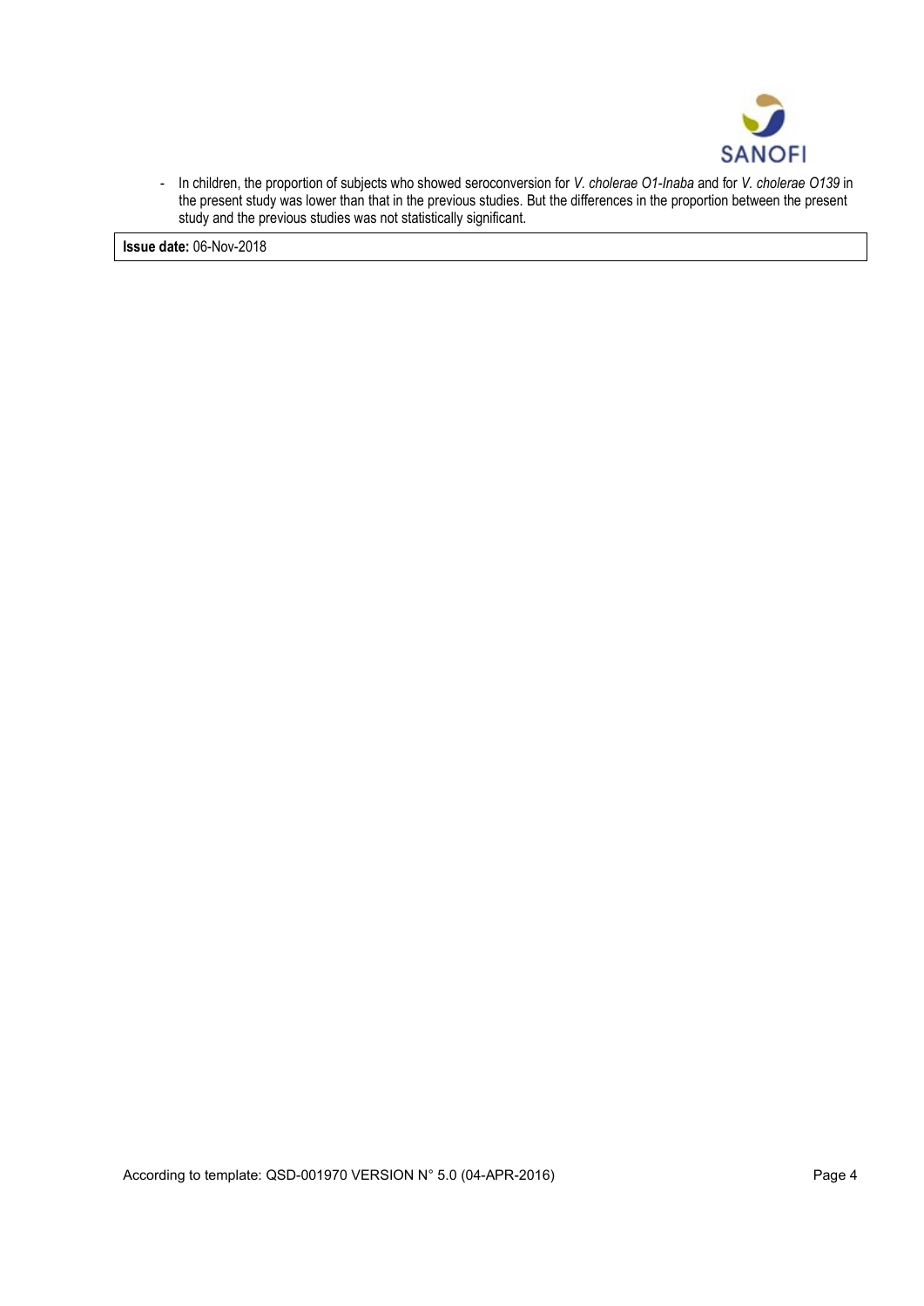- In children, the proportion of subjects who showed seroconversion for *V. cholerae O1-Inaba* and for *V. cholerae O139* in the present study was lower than that in the previous studies. But the differences in the proportion between the present study and the previous studies was not statistically significant.

**Issue date:** 06-Nov-2018

According to template: QSD-001970 VERSION N° 5.0 (04-APR-2016)